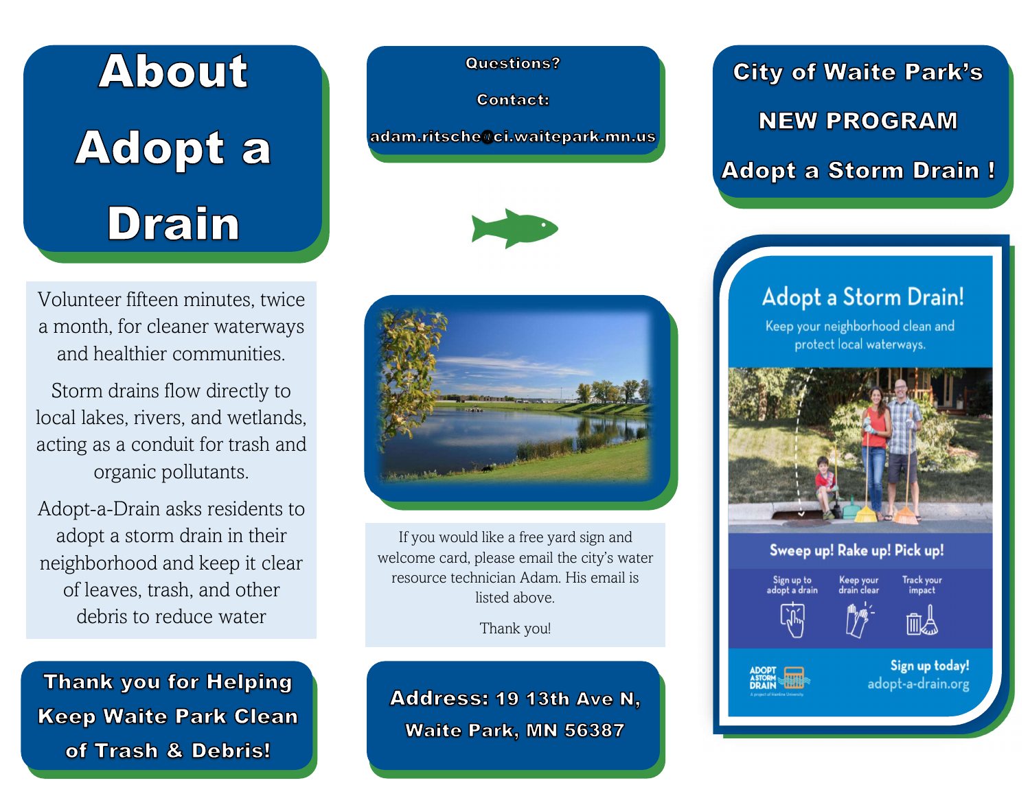# About Adopt a Drain

Volunteer fifteen minutes, twice a month, for cleaner waterways and healthier communities.

Storm drains flow directly to local lakes, rivers, and wetlands, acting as a conduit for trash and organic pollutants.

Adopt-a-Drain asks residents to adopt a storm drain in their neighborhood and keep it clear of leaves, trash, and other debris to reduce water

**Thank you for Helping Keep Waite Park Clean of Trash & Debris!**

**Questions?**

**Contact:**

**adam.ritsche@ci.waitepark.mn.us**

If you would like a free yard sign and welcome card, please email the city's water resource technician Adam. His email is listed above.

Thank you!

**Address: 19 13th Ave N, Waite Park, MN 56387**

## City of Waite Park's NEW PROGRAM Adopt a Storm Drain !

Adopt a Storm Drain!

Keep your neighborhood clean and protect local waterways.

Sweep up! Rake up! Pick up!

Sign up to adopt a drain | Keep your drain clear | Track your impact

ADOPT A STORM DRAIN — A project of Hamline University

Sign up today! adopt-a-drain.org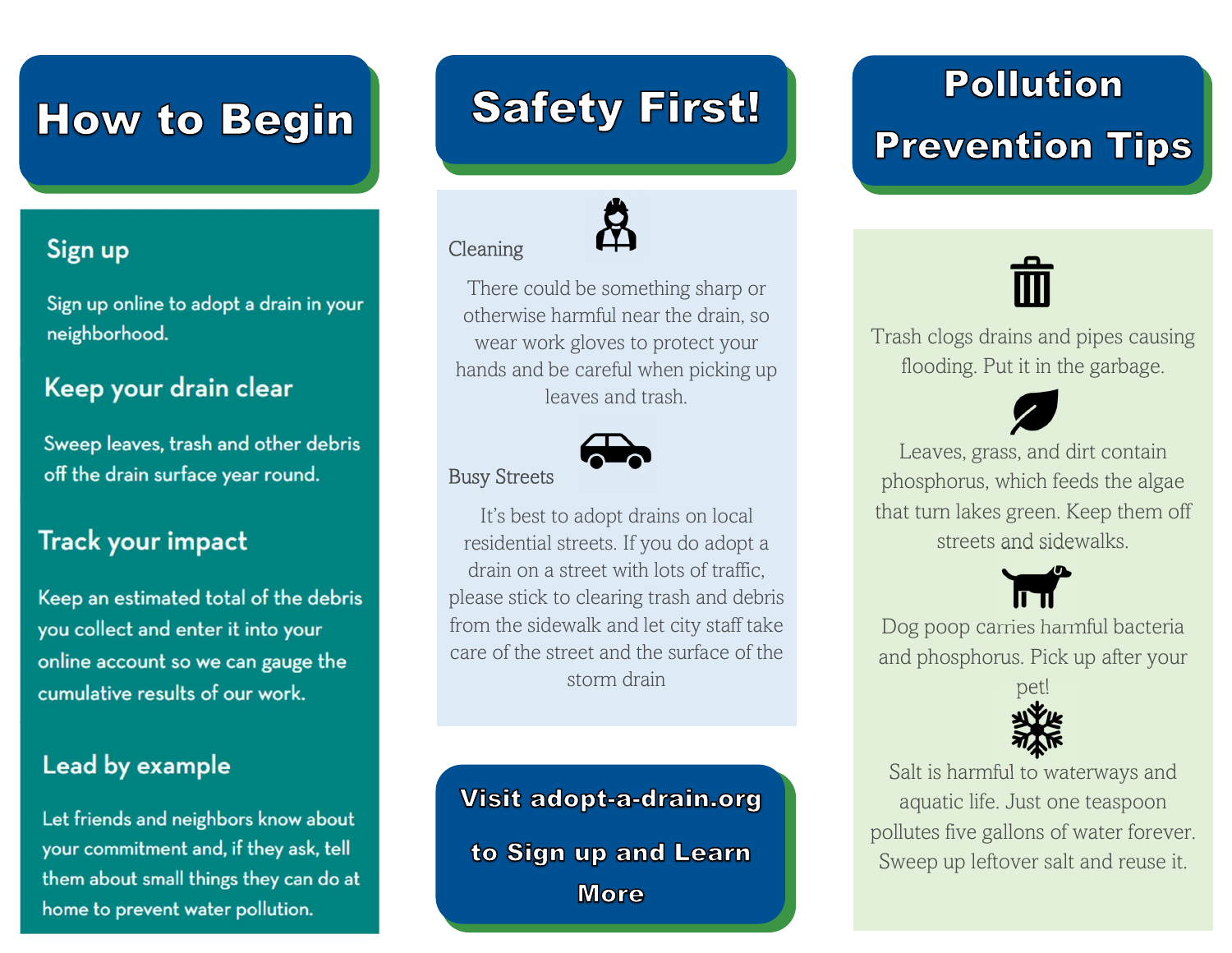# How to Begin

## Sign up

Sign up online to adopt a drain in your neighborhood.

## Keep your drain clear

Sweep leaves, trash and other debris off the drain surface year round.

## Track your impact

Keep an estimated total of the debris you collect and enter it into your online account so we can gauge the cumulative results of our work.

## Lead by example

Let friends and neighbors know about your commitment and, if they ask, tell them about small things they can do at home to prevent water pollution.

# Safety First!

## Cleaning

There could be something sharp or otherwise harmful near the drain, so wear work gloves to protect your hands and be careful when picking up leaves and trash.

## Busy Streets

It's best to adopt drains on local residential streets. If you do adopt a drain on a street with lots of traffic, please stick to clearing trash and debris from the sidewalk and let city staff take care of the street and the surface of the storm drain

**Visit adopt-a-drain.org to Sign up and Learn More**

# Pollution Prevention Tips

Trash clogs drains and pipes causing flooding. Put it in the garbage.

Leaves, grass, and dirt contain phosphorus, which feeds the algae that turn lakes green. Keep them off streets and sidewalks.

Dog poop carries harmful bacteria and phosphorus. Pick up after your pet!

Salt is harmful to waterways and aquatic life. Just one teaspoon pollutes five gallons of water forever. Sweep up leftover salt and reuse it.